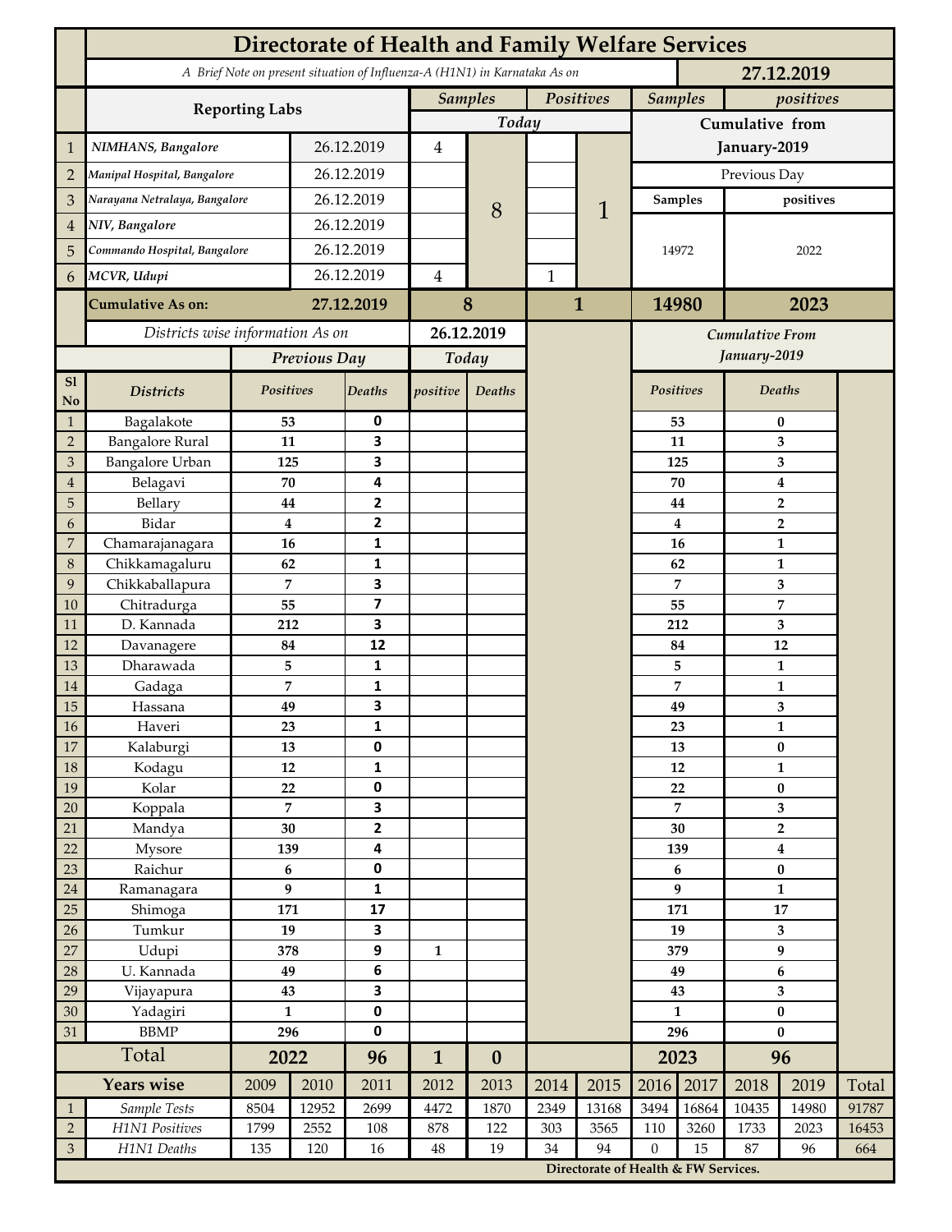# Directorate of Health and Family Welfare Services

*A Brief Note on present situation of Influenza-A (H1N1) in Karnataka As on* **27.12.2019**

| | Reporting Labs | | Samples (Today) | | Positives (Today) | | Samples (Cumulative from January-2019) | positives (Cumulative from January-2019) |
|---|---|---|---|---|---|---|---|---|
| 1 | *NIMHANS, Bangalore* | 26.12.2019 | 4 | 8 | | 1 | Previous Day | |
| 2 | *Manipal Hospital, Bangalore* | 26.12.2019 | | | | | Samples | positives |
| 3 | *Narayana Netralaya, Bangalore* | 26.12.2019 | | | | | 14972 | 2022 |
| 4 | *NIV, Bangalore* | 26.12.2019 | | | | | | |
| 5 | *Commando Hospital, Bangalore* | 26.12.2019 | | | | | | |
| 6 | *MCVR, Udupi* | 26.12.2019 | 4 | | 1 | | | |
| | **Cumulative As on:** | **27.12.2019** | **8** | | **1** | | **14980** | **2023** |

*Districts wise information As on* **26.12.2019**

| Sl No | Districts | Previous Day Positives | Previous Day Deaths | Today positive | Today Deaths | Cumulative From January-2019 Positives | Cumulative From January-2019 Deaths |
|---|---|---|---|---|---|---|---|
| 1 | Bagalakote | 53 | 0 | | | 53 | 0 |
| 2 | Bangalore Rural | 11 | 3 | | | 11 | 3 |
| 3 | Bangalore Urban | 125 | 3 | | | 125 | 3 |
| 4 | Belagavi | 70 | 4 | | | 70 | 4 |
| 5 | Bellary | 44 | 2 | | | 44 | 2 |
| 6 | Bidar | 4 | 2 | | | 4 | 2 |
| 7 | Chamarajanagara | 16 | 1 | | | 16 | 1 |
| 8 | Chikkamagaluru | 62 | 1 | | | 62 | 1 |
| 9 | Chikkaballapura | 7 | 3 | | | 7 | 3 |
| 10 | Chitradurga | 55 | 7 | | | 55 | 7 |
| 11 | D. Kannada | 212 | 3 | | | 212 | 3 |
| 12 | Davanagere | 84 | 12 | | | 84 | 12 |
| 13 | Dharawada | 5 | 1 | | | 5 | 1 |
| 14 | Gadaga | 7 | 1 | | | 7 | 1 |
| 15 | Hassana | 49 | 3 | | | 49 | 3 |
| 16 | Haveri | 23 | 1 | | | 23 | 1 |
| 17 | Kalaburgi | 13 | 0 | | | 13 | 0 |
| 18 | Kodagu | 12 | 1 | | | 12 | 1 |
| 19 | Kolar | 22 | 0 | | | 22 | 0 |
| 20 | Koppala | 7 | 3 | | | 7 | 3 |
| 21 | Mandya | 30 | 2 | | | 30 | 2 |
| 22 | Mysore | 139 | 4 | | | 139 | 4 |
| 23 | Raichur | 6 | 0 | | | 6 | 0 |
| 24 | Ramanagara | 9 | 1 | | | 9 | 1 |
| 25 | Shimoga | 171 | 17 | | | 171 | 17 |
| 26 | Tumkur | 19 | 3 | | | 19 | 3 |
| 27 | Udupi | 378 | 9 | 1 | | 379 | 9 |
| 28 | U. Kannada | 49 | 6 | | | 49 | 6 |
| 29 | Vijayapura | 43 | 3 | | | 43 | 3 |
| 30 | Yadagiri | 1 | 0 | | | 1 | 0 |
| 31 | BBMP | 296 | 0 | | | 296 | 0 |
| | **Total** | **2022** | **96** | **1** | **0** | **2023** | **96** |

| | Years wise | 2009 | 2010 | 2011 | 2012 | 2013 | 2014 | 2015 | 2016 | 2017 | 2018 | 2019 | Total |
|---|---|---|---|---|---|---|---|---|---|---|---|---|---|
| 1 | *Sample Tests* | 8504 | 12952 | 2699 | 4472 | 1870 | 2349 | 13168 | 3494 | 16864 | 10435 | 14980 | 91787 |
| 2 | *H1N1 Positives* | 1799 | 2552 | 108 | 878 | 122 | 303 | 3565 | 110 | 3260 | 1733 | 2023 | 16453 |
| 3 | *H1N1 Deaths* | 135 | 120 | 16 | 48 | 19 | 34 | 94 | 0 | 15 | 87 | 96 | 664 |

**Directorate of Health & FW Services.**